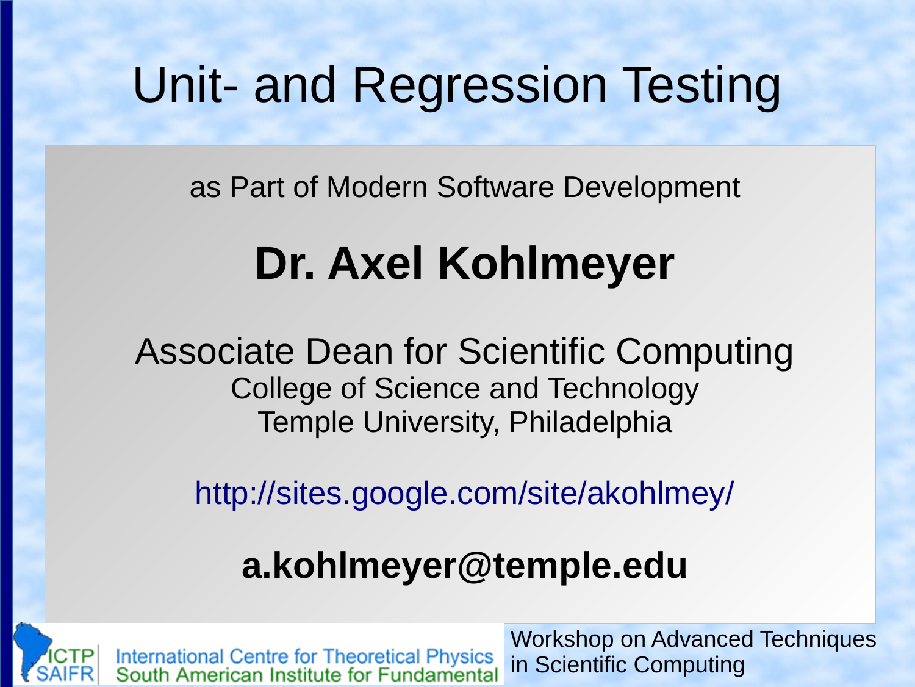# Unit- and Regression Testing

as Part of Modern Software Development

## Dr. Axel Kohlmeyer

Associate Dean for Scientific Computing
College of Science and Technology
Temple University, Philadelphia

http://sites.google.com/site/akohlmey/

**a.kohlmeyer@temple.edu**

ICTP SAIFR International Centre for Theoretical Physics South American Institute for Fundamental

Workshop on Advanced Techniques in Scientific Computing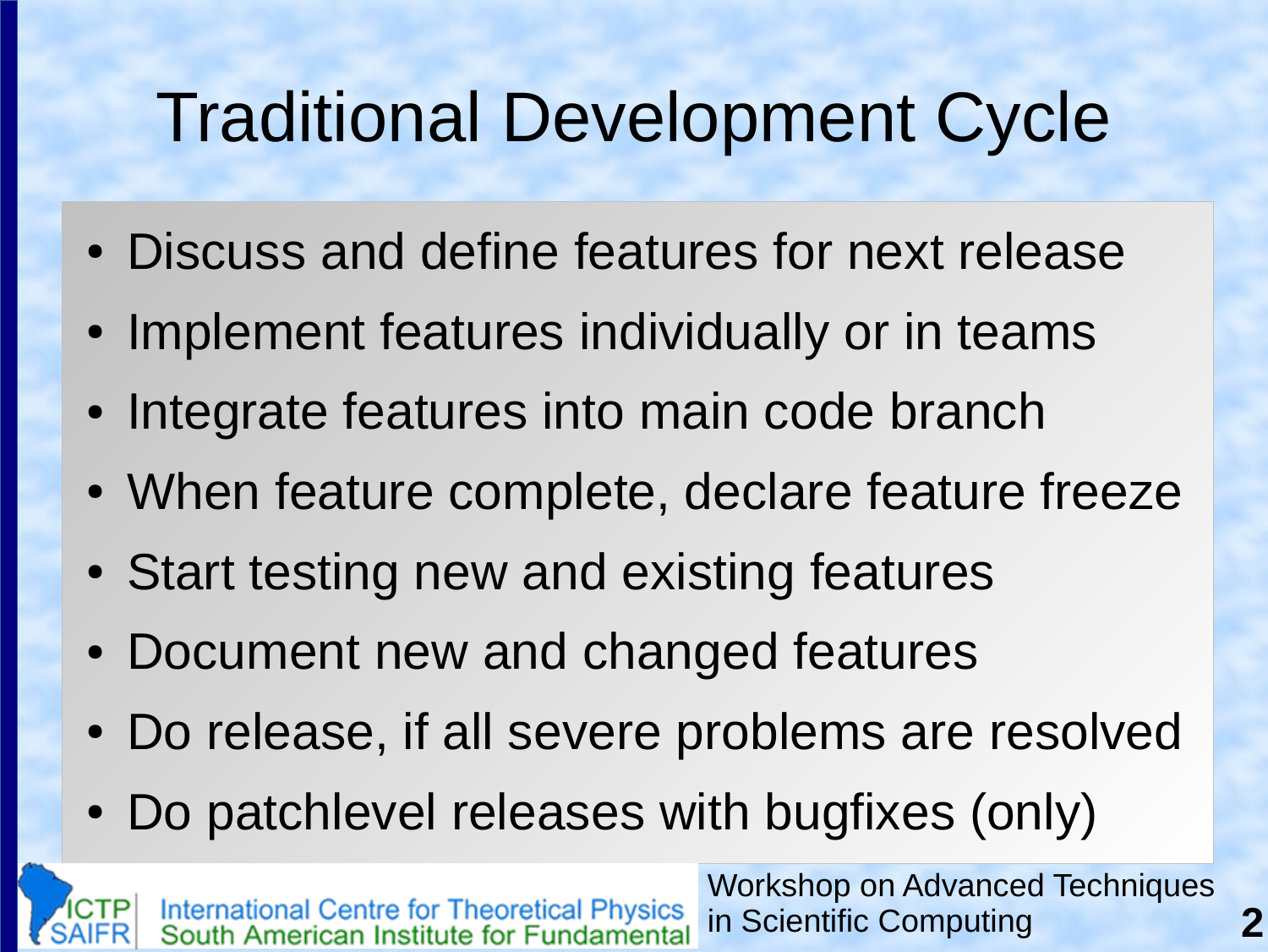# Traditional Development Cycle

- Discuss and define features for next release
- Implement features individually or in teams
- Integrate features into main code branch
- When feature complete, declare feature freeze
- Start testing new and existing features
- Document new and changed features
- Do release, if all severe problems are resolved
- Do patchlevel releases with bugfixes (only)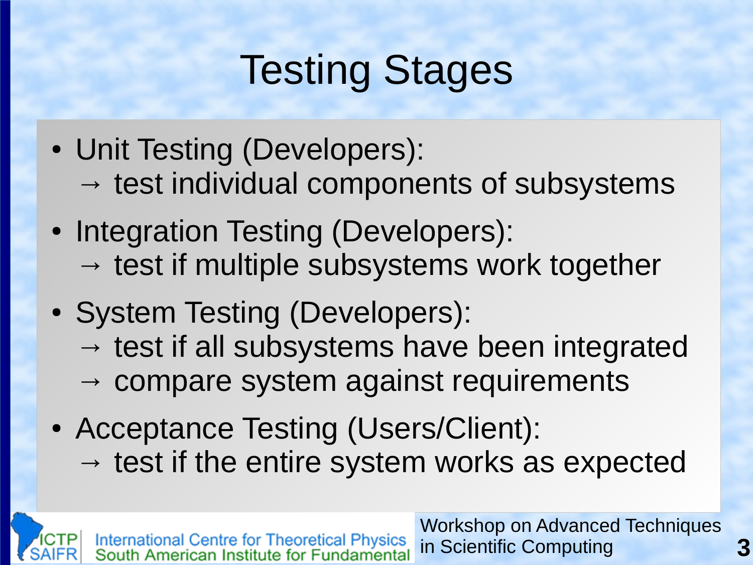# Testing Stages

- Unit Testing (Developers):
  → test individual components of subsystems
- Integration Testing (Developers):
  → test if multiple subsystems work together
- System Testing (Developers):
  → test if all subsystems have been integrated
  → compare system against requirements
- Acceptance Testing (Users/Client):
  → test if the entire system works as expected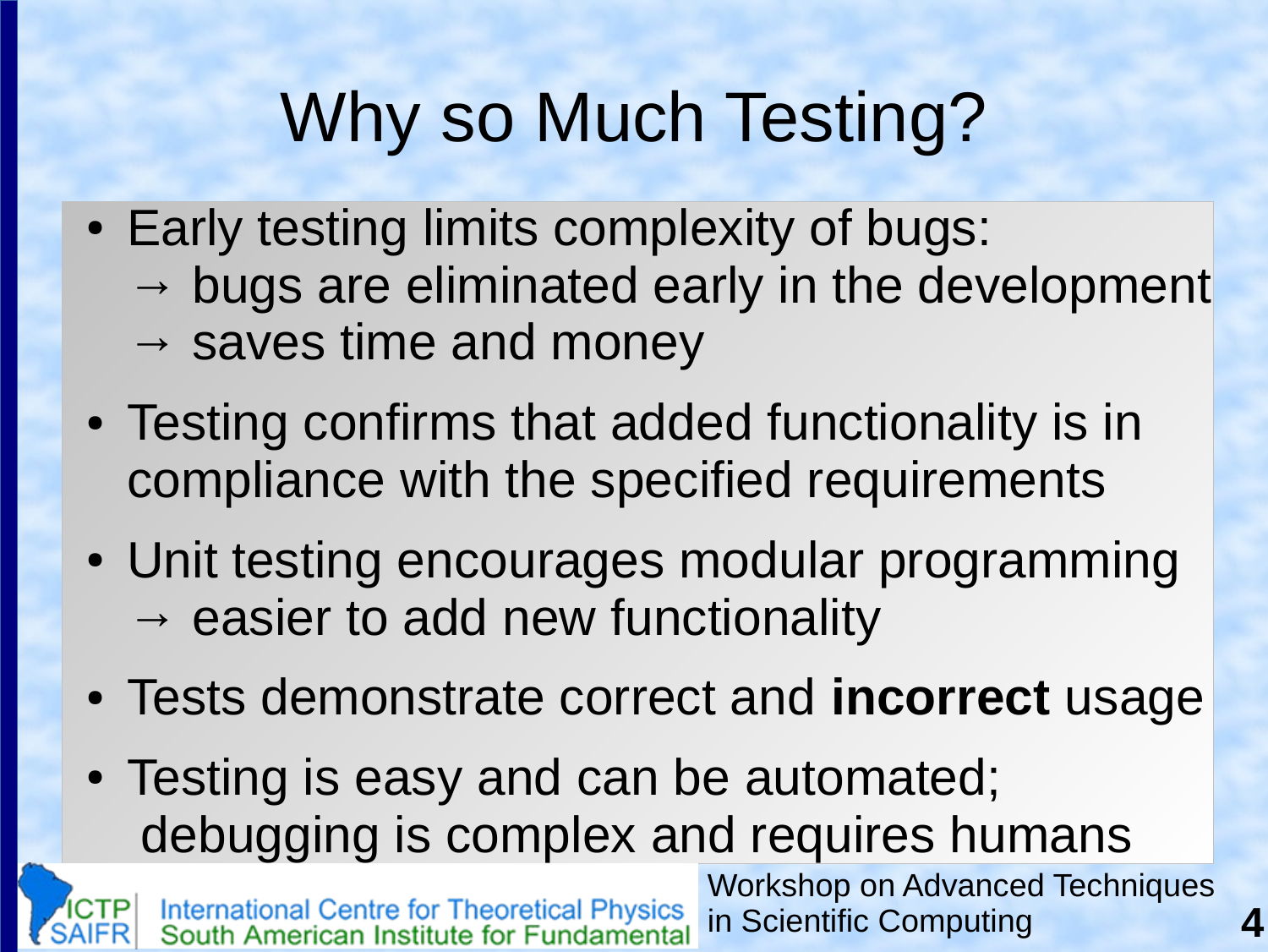# Why so Much Testing?

- Early testing limits complexity of bugs:
  → bugs are eliminated early in the development
  → saves time and money
- Testing confirms that added functionality is in compliance with the specified requirements
- Unit testing encourages modular programming
  → easier to add new functionality
- Tests demonstrate correct and **incorrect** usage
- Testing is easy and can be automated; debugging is complex and requires humans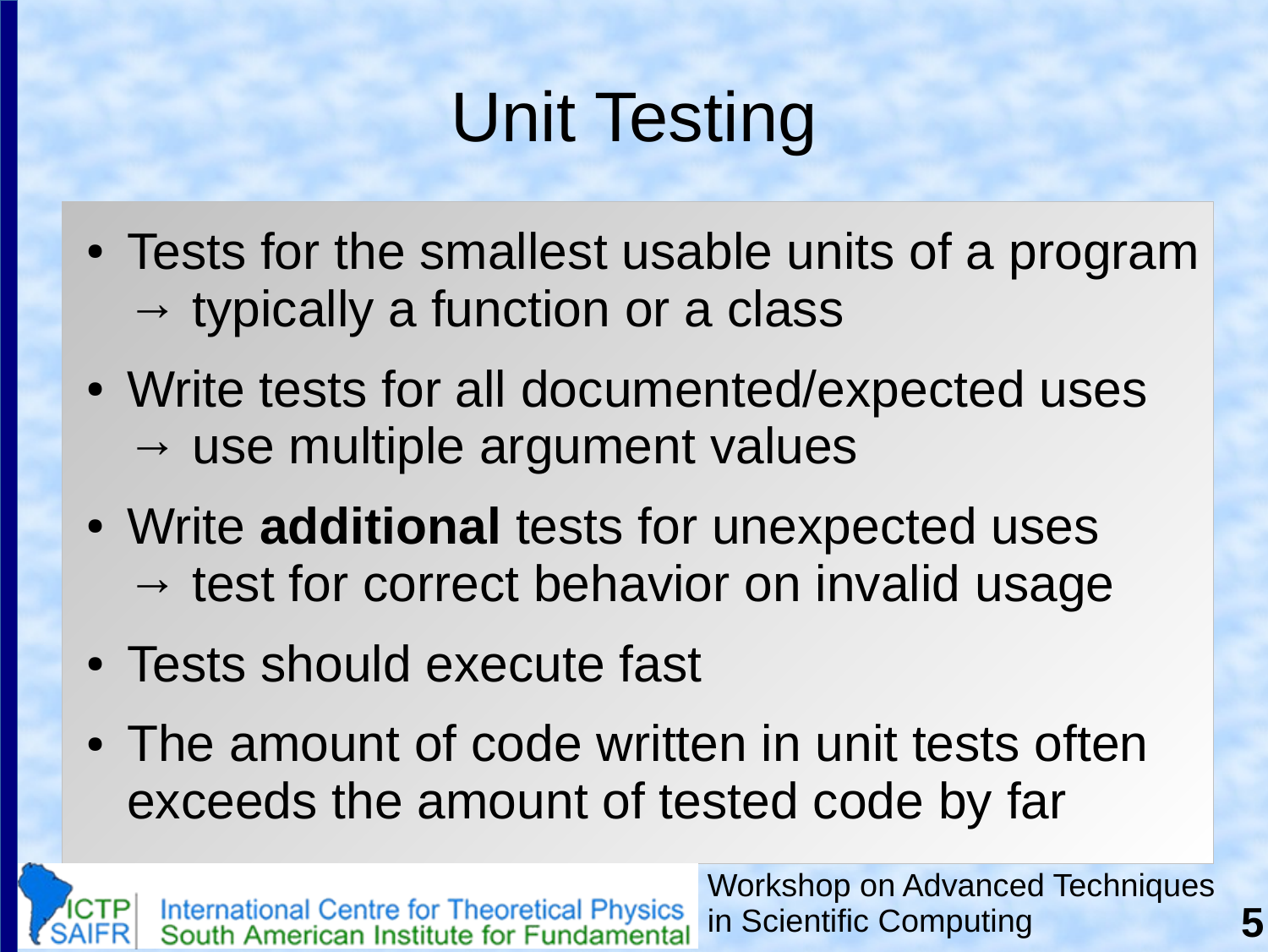# Unit Testing

- Tests for the smallest usable units of a program
  → typically a function or a class
- Write tests for all documented/expected uses
  → use multiple argument values
- Write **additional** tests for unexpected uses
  → test for correct behavior on invalid usage
- Tests should execute fast
- The amount of code written in unit tests often exceeds the amount of tested code by far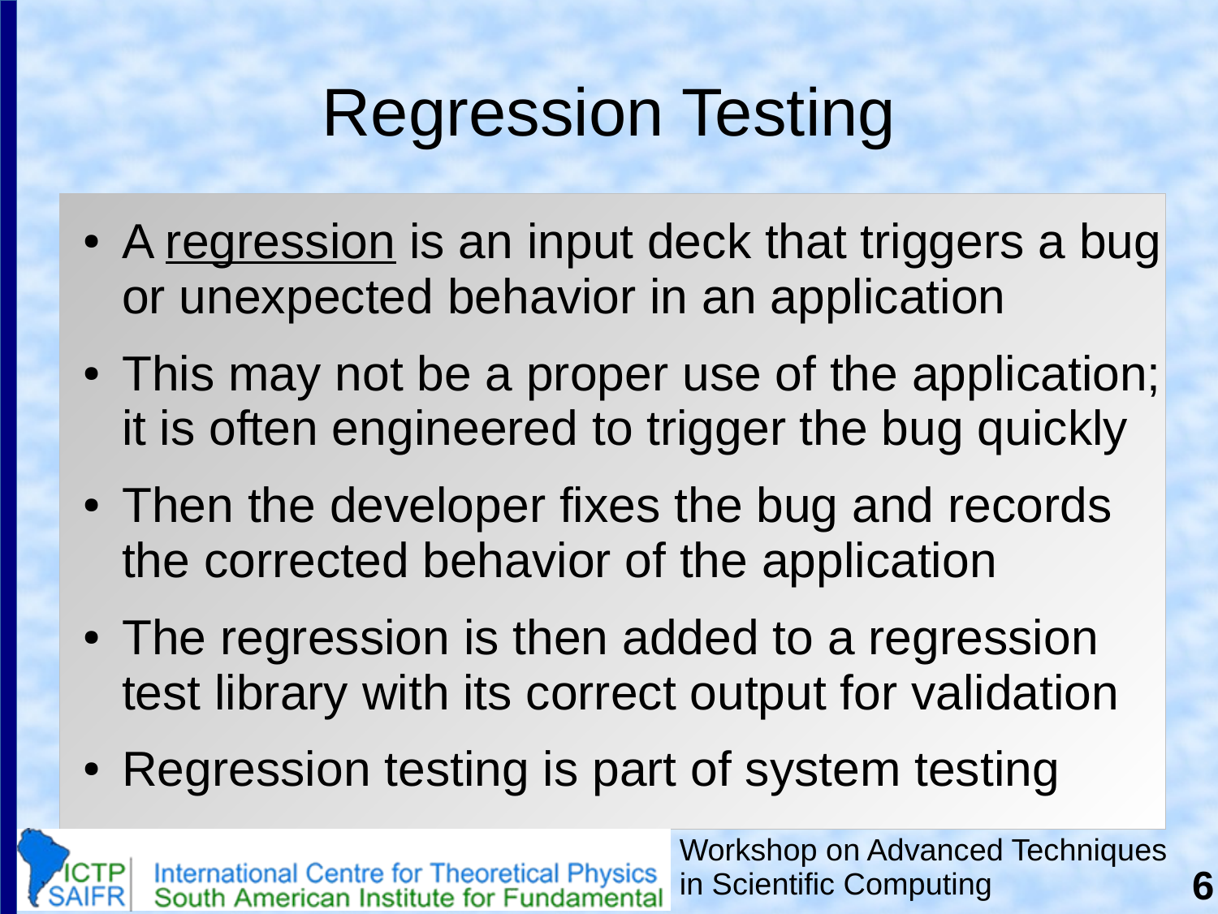# Regression Testing

- A <u>regression</u> is an input deck that triggers a bug or unexpected behavior in an application
- This may not be a proper use of the application; it is often engineered to trigger the bug quickly
- Then the developer fixes the bug and records the corrected behavior of the application
- The regression is then added to a regression test library with its correct output for validation
- Regression testing is part of system testing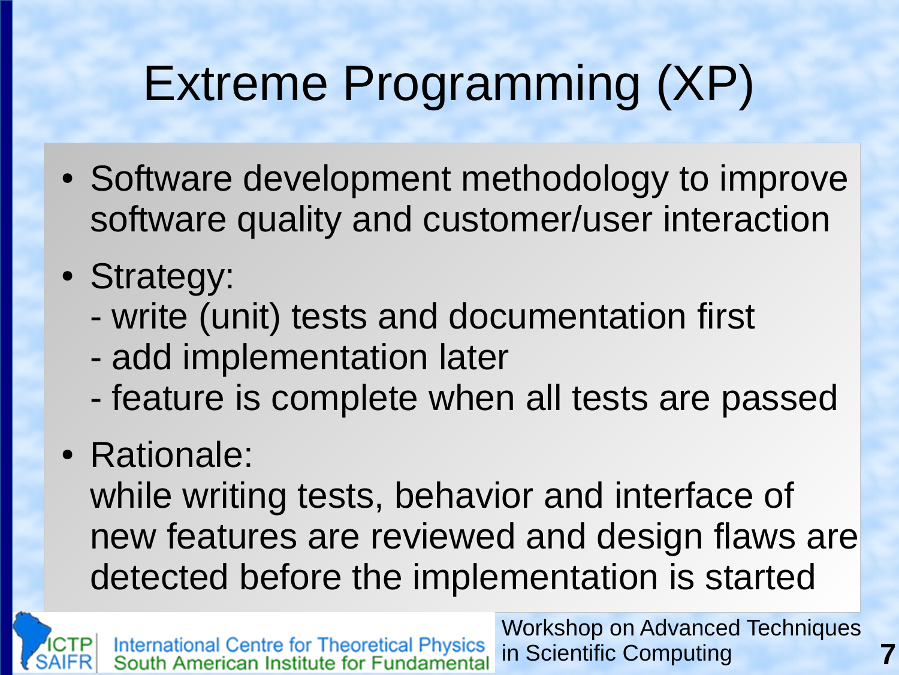# Extreme Programming (XP)

- Software development methodology to improve software quality and customer/user interaction
- Strategy:
  - write (unit) tests and documentation first
  - add implementation later
  - feature is complete when all tests are passed
- Rationale:
  while writing tests, behavior and interface of new features are reviewed and design flaws are detected before the implementation is started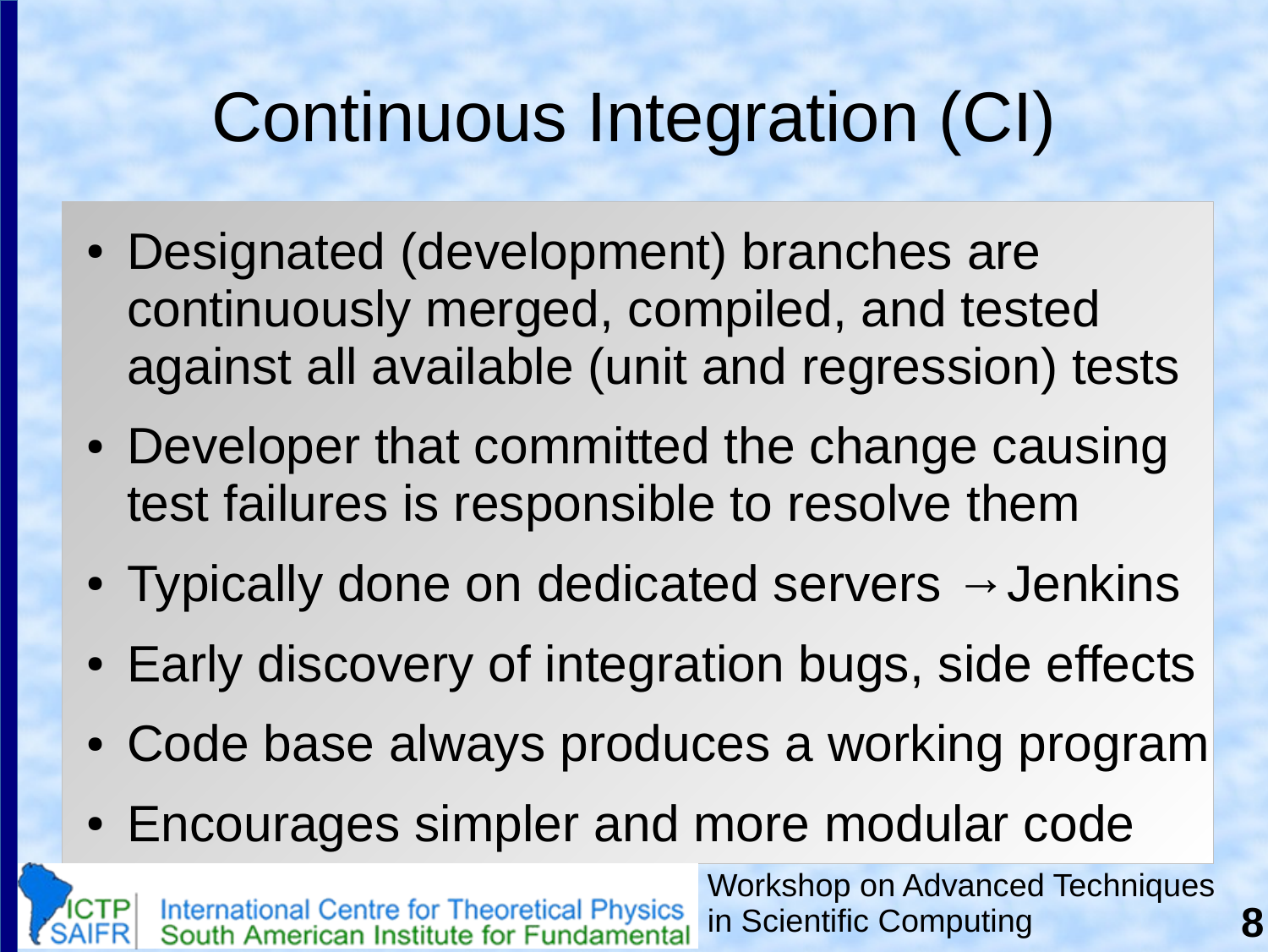# Continuous Integration (CI)

- Designated (development) branches are continuously merged, compiled, and tested against all available (unit and regression) tests
- Developer that committed the change causing test failures is responsible to resolve them
- Typically done on dedicated servers → Jenkins
- Early discovery of integration bugs, side effects
- Code base always produces a working program
- Encourages simpler and more modular code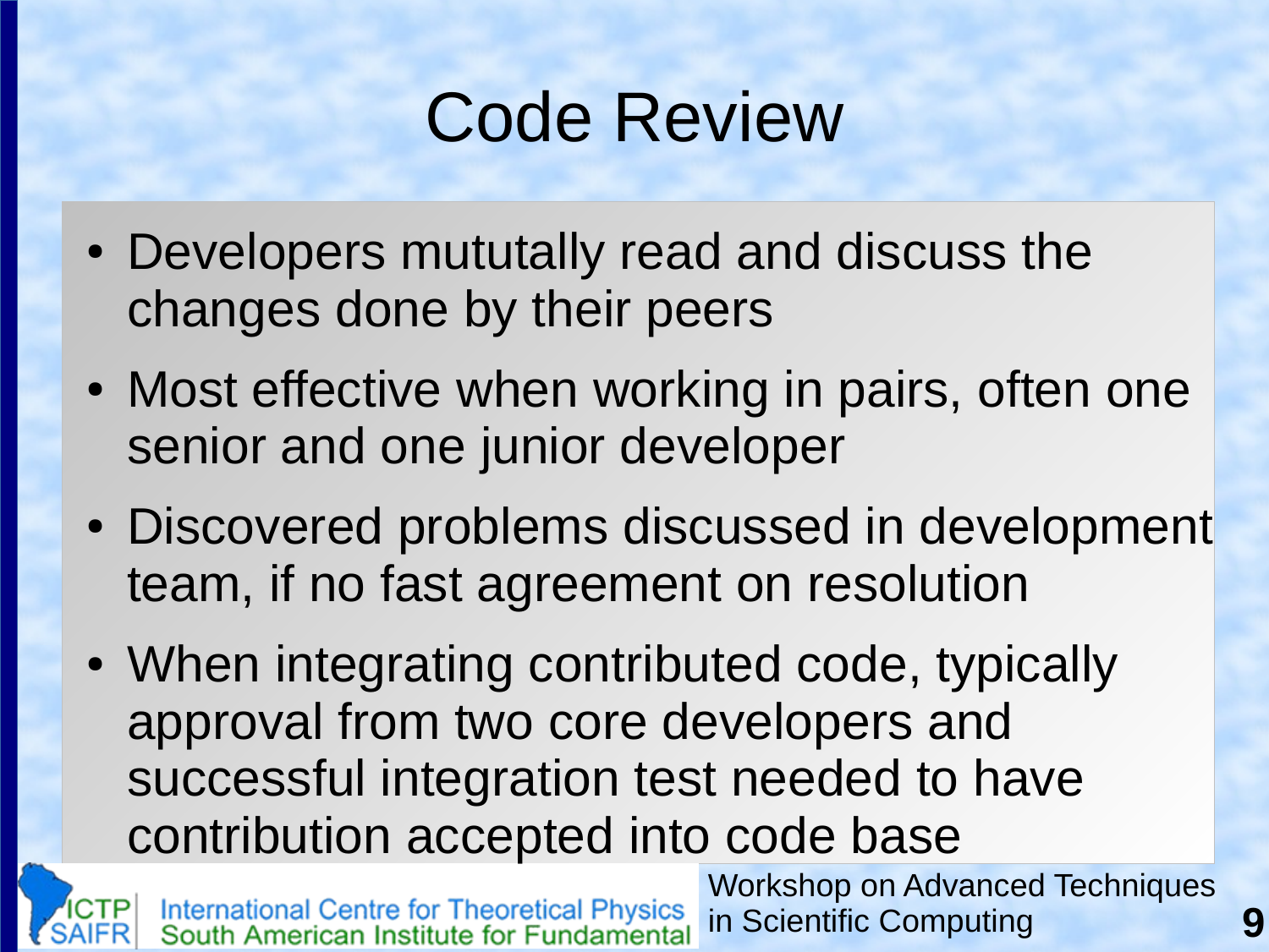# Code Review

- Developers mututally read and discuss the changes done by their peers
- Most effective when working in pairs, often one senior and one junior developer
- Discovered problems discussed in development team, if no fast agreement on resolution
- When integrating contributed code, typically approval from two core developers and successful integration test needed to have contribution accepted into code base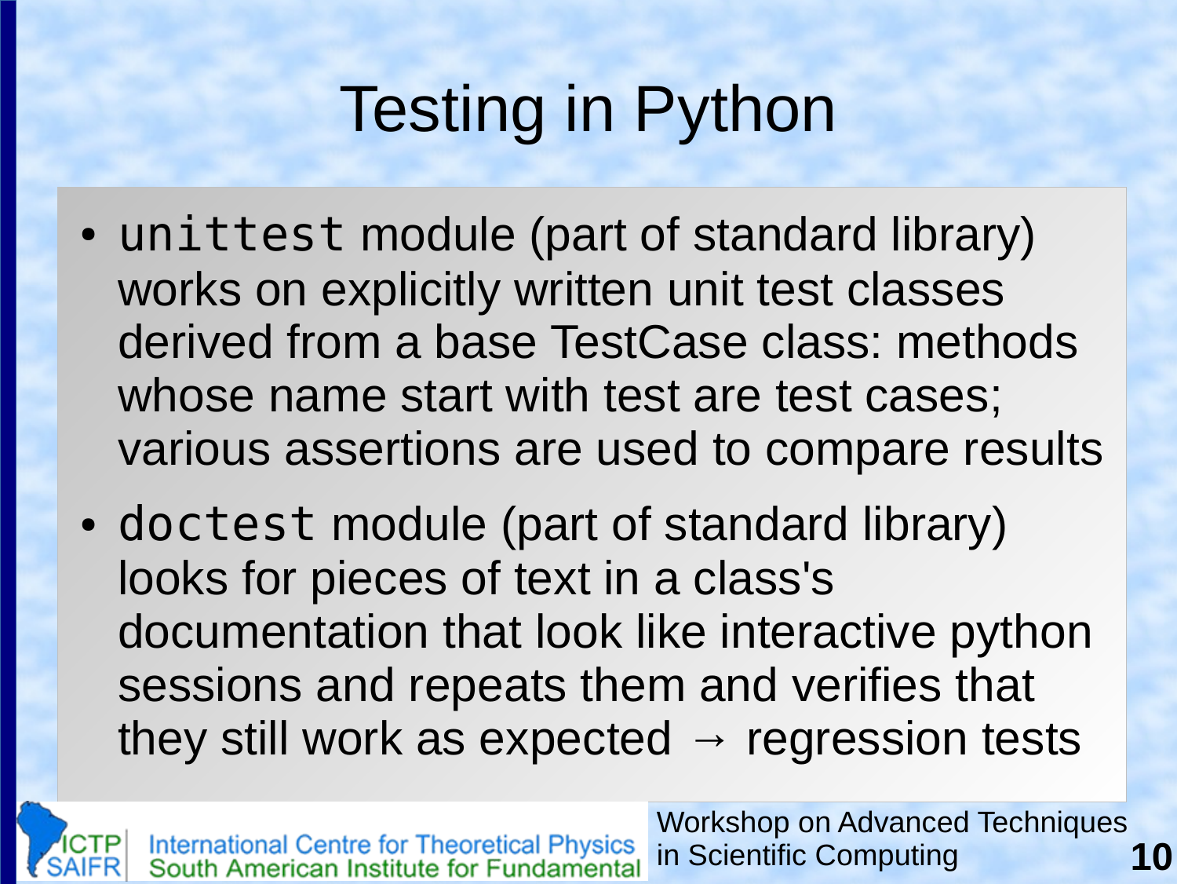# Testing in Python

- `unittest` module (part of standard library) works on explicitly written unit test classes derived from a base TestCase class: methods whose name start with test are test cases; various assertions are used to compare results
- `doctest` module (part of standard library) looks for pieces of text in a class's documentation that look like interactive python sessions and repeats them and verifies that they still work as expected → regression tests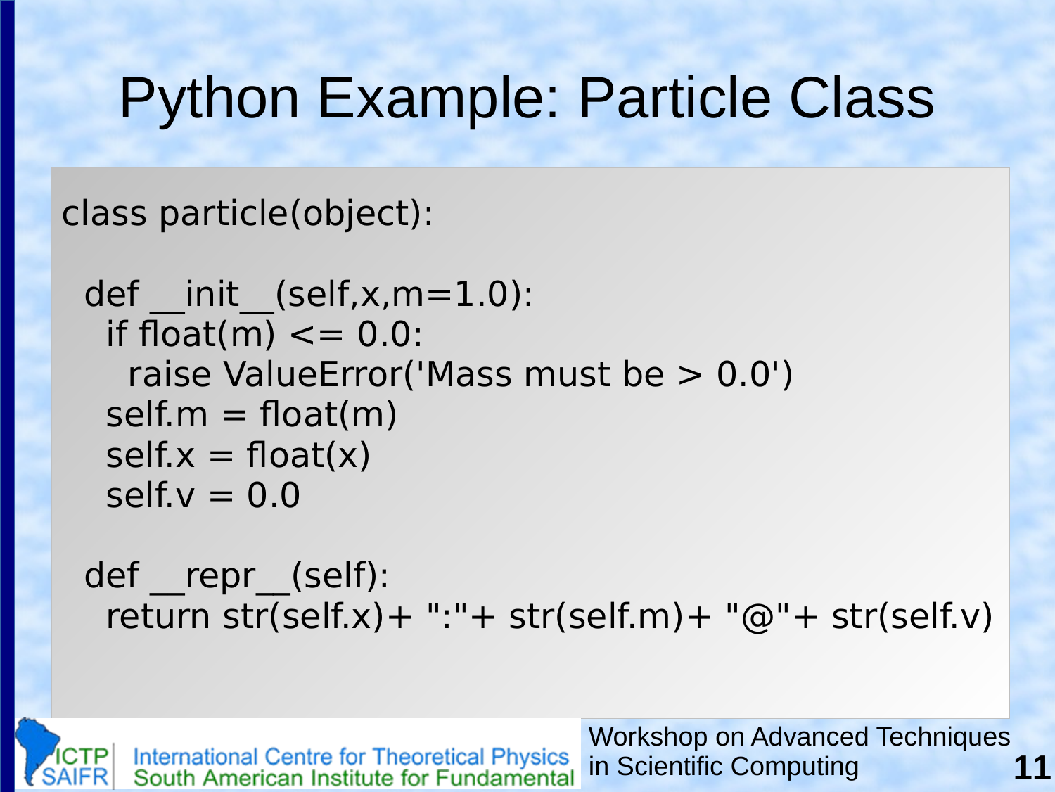# Python Example: Particle Class

```
class particle(object):

  def __init__(self,x,m=1.0):
    if float(m) <= 0.0:
      raise ValueError('Mass must be > 0.0')
    self.m = float(m)
    self.x = float(x)
    self.v = 0.0

  def __repr__(self):
    return str(self.x)+ ":"+ str(self.m)+ "@"+ str(self.v)
```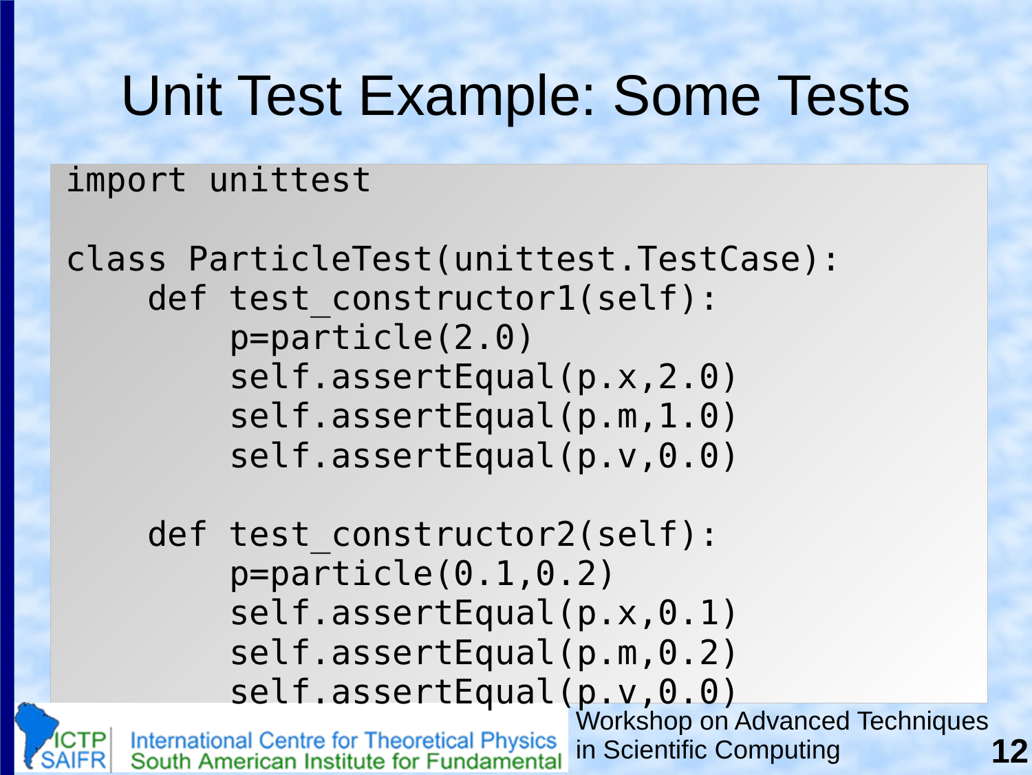# Unit Test Example: Some Tests

```
import unittest

class ParticleTest(unittest.TestCase):
    def test_constructor1(self):
        p=particle(2.0)
        self.assertEqual(p.x,2.0)
        self.assertEqual(p.m,1.0)
        self.assertEqual(p.v,0.0)

    def test_constructor2(self):
        p=particle(0.1,0.2)
        self.assertEqual(p.x,0.1)
        self.assertEqual(p.m,0.2)
        self.assertEqual(p.v,0.0)
```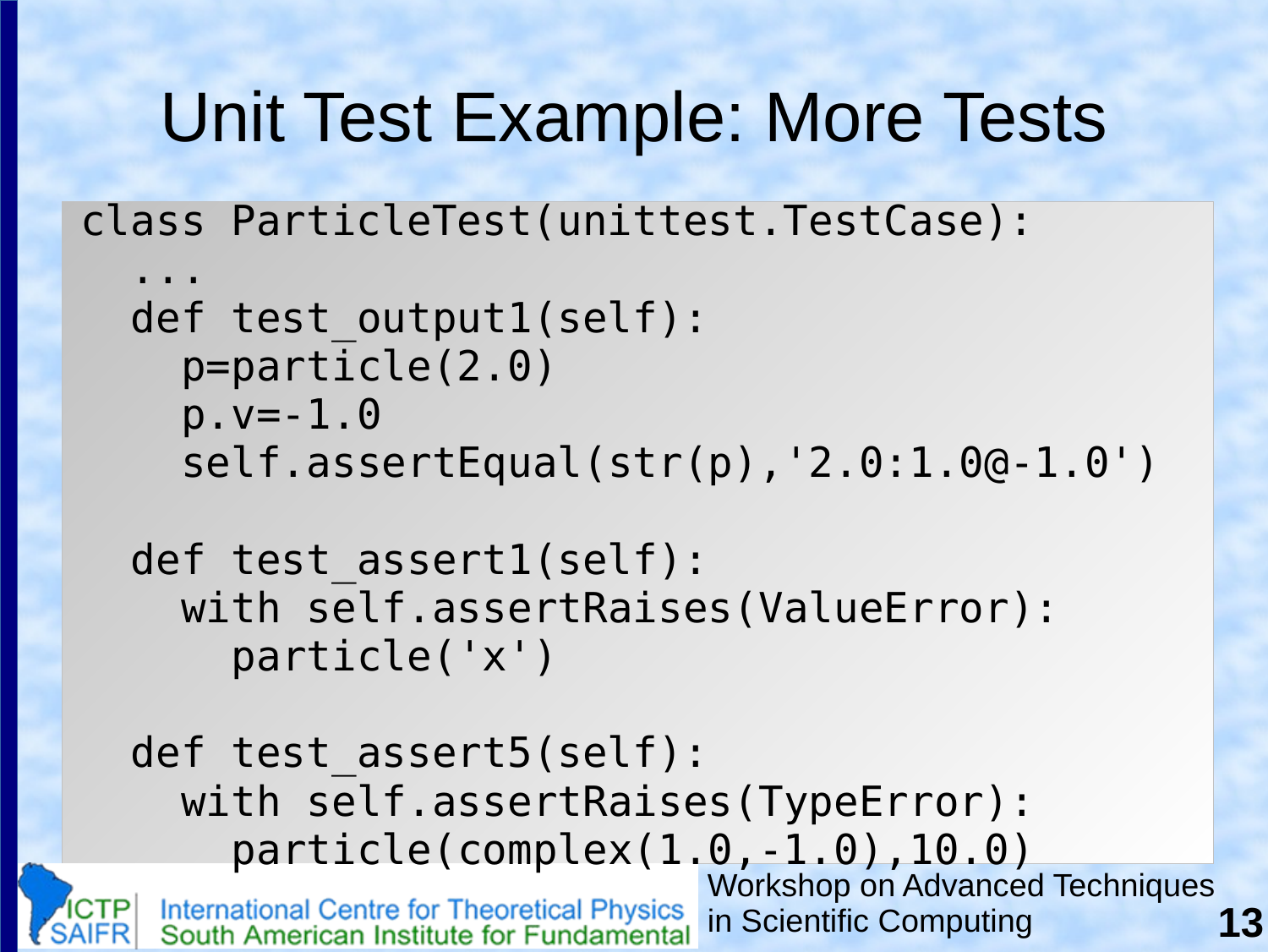# Unit Test Example: More Tests

```
class ParticleTest(unittest.TestCase):
  ...
  def test_output1(self):
    p=particle(2.0)
    p.v=-1.0
    self.assertEqual(str(p),'2.0:1.0@-1.0')

  def test_assert1(self):
    with self.assertRaises(ValueError):
      particle('x')

  def test_assert5(self):
    with self.assertRaises(TypeError):
      particle(complex(1.0,-1.0),10.0)
```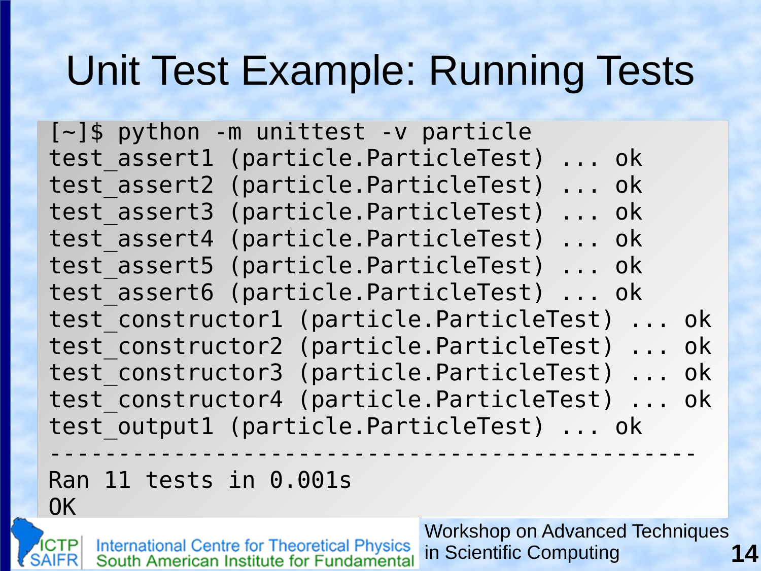# Unit Test Example: Running Tests

```
[~]$ python -m unittest -v particle
test_assert1 (particle.ParticleTest) ... ok
test_assert2 (particle.ParticleTest) ... ok
test_assert3 (particle.ParticleTest) ... ok
test_assert4 (particle.ParticleTest) ... ok
test_assert5 (particle.ParticleTest) ... ok
test_assert6 (particle.ParticleTest) ... ok
test_constructor1 (particle.ParticleTest) ... ok
test_constructor2 (particle.ParticleTest) ... ok
test_constructor3 (particle.ParticleTest) ... ok
test_constructor4 (particle.ParticleTest) ... ok
test_output1 (particle.ParticleTest) ... ok
----------------------------------------------------------
Ran 11 tests in 0.001s
OK
```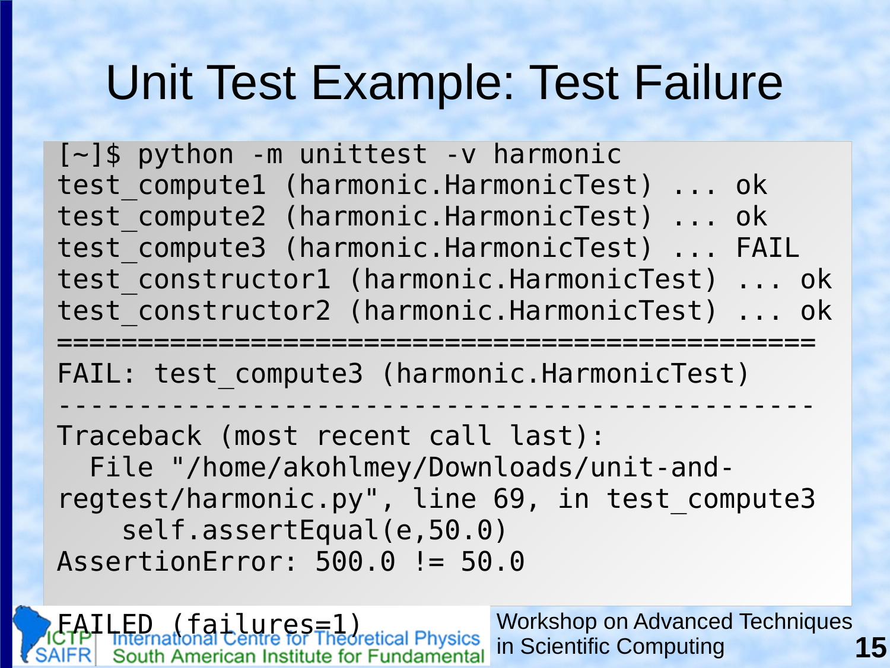# Unit Test Example: Test Failure

```
[~]$ python -m unittest -v harmonic
test_compute1 (harmonic.HarmonicTest) ... ok
test_compute2 (harmonic.HarmonicTest) ... ok
test_compute3 (harmonic.HarmonicTest) ... FAIL
test_constructor1 (harmonic.HarmonicTest) ... ok
test_constructor2 (harmonic.HarmonicTest) ... ok
===============================================
FAIL: test_compute3 (harmonic.HarmonicTest)
-----------------------------------------------
Traceback (most recent call last):
  File "/home/akohlmey/Downloads/unit-and-
regtest/harmonic.py", line 69, in test_compute3
    self.assertEqual(e,50.0)
AssertionError: 500.0 != 50.0

FAILED (failures=1)
```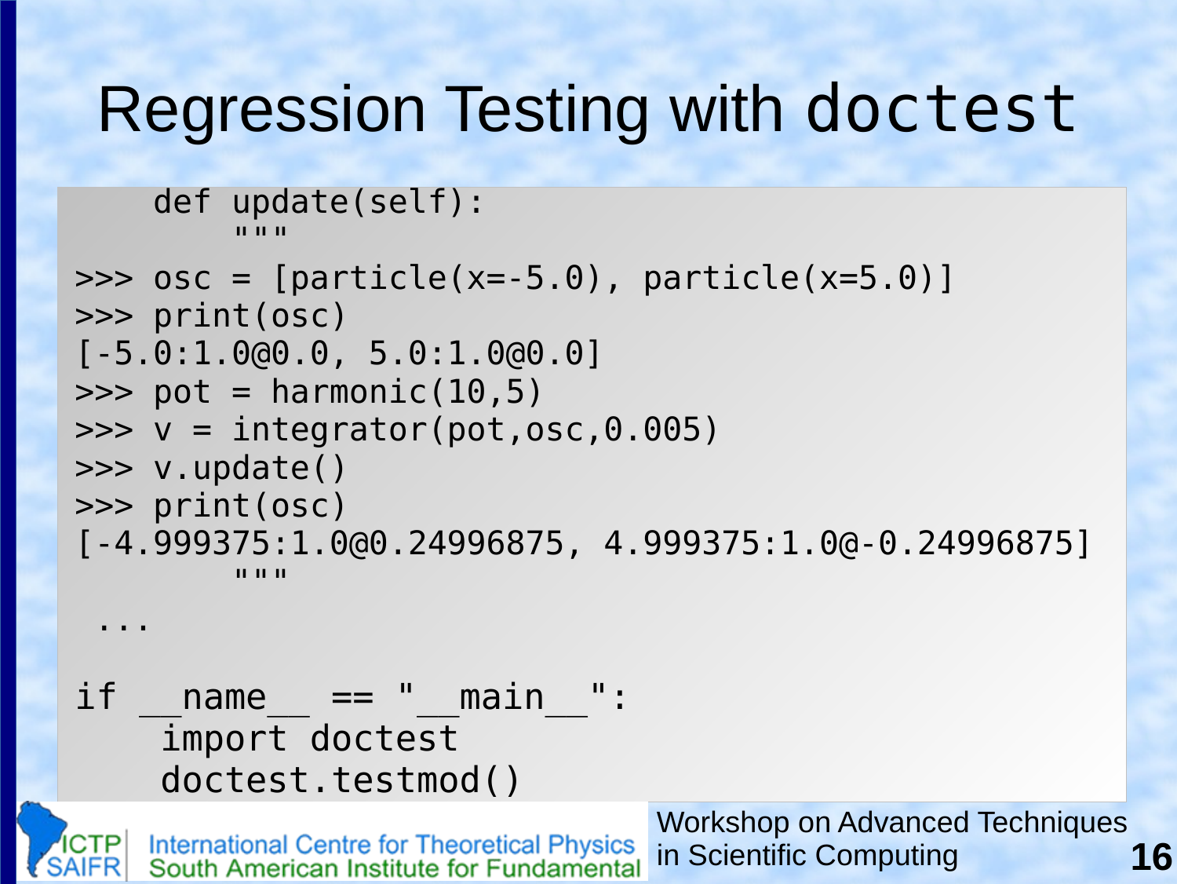# Regression Testing with doctest

```
    def update(self):
        """
>>> osc = [particle(x=-5.0), particle(x=5.0)]
>>> print(osc)
[-5.0:1.0@0.0, 5.0:1.0@0.0]
>>> pot = harmonic(10,5)
>>> v = integrator(pot,osc,0.005)
>>> v.update()
>>> print(osc)
[-4.999375:1.0@0.24996875, 4.999375:1.0@-0.24996875]
        """

 ...

if __name__ == "__main__":
    import doctest
    doctest.testmod()
```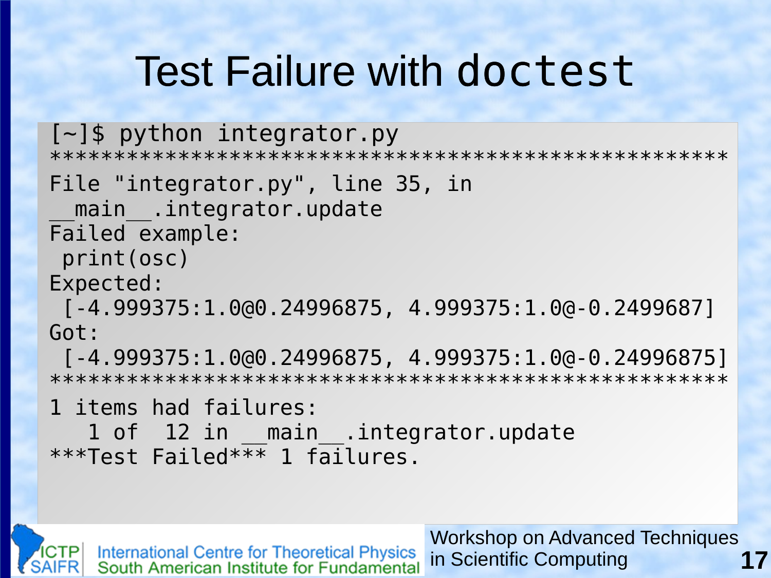# Test Failure with `doctest`

```
[~]$ python integrator.py
****************************************************
File "integrator.py", line 35, in
__main__.integrator.update
Failed example:
 print(osc)
Expected:
 [-4.999375:1.0@0.24996875, 4.999375:1.0@-0.2499687]
Got:
 [-4.999375:1.0@0.24996875, 4.999375:1.0@-0.24996875]
****************************************************
1 items had failures:
   1 of  12 in __main__.integrator.update
***Test Failed*** 1 failures.
```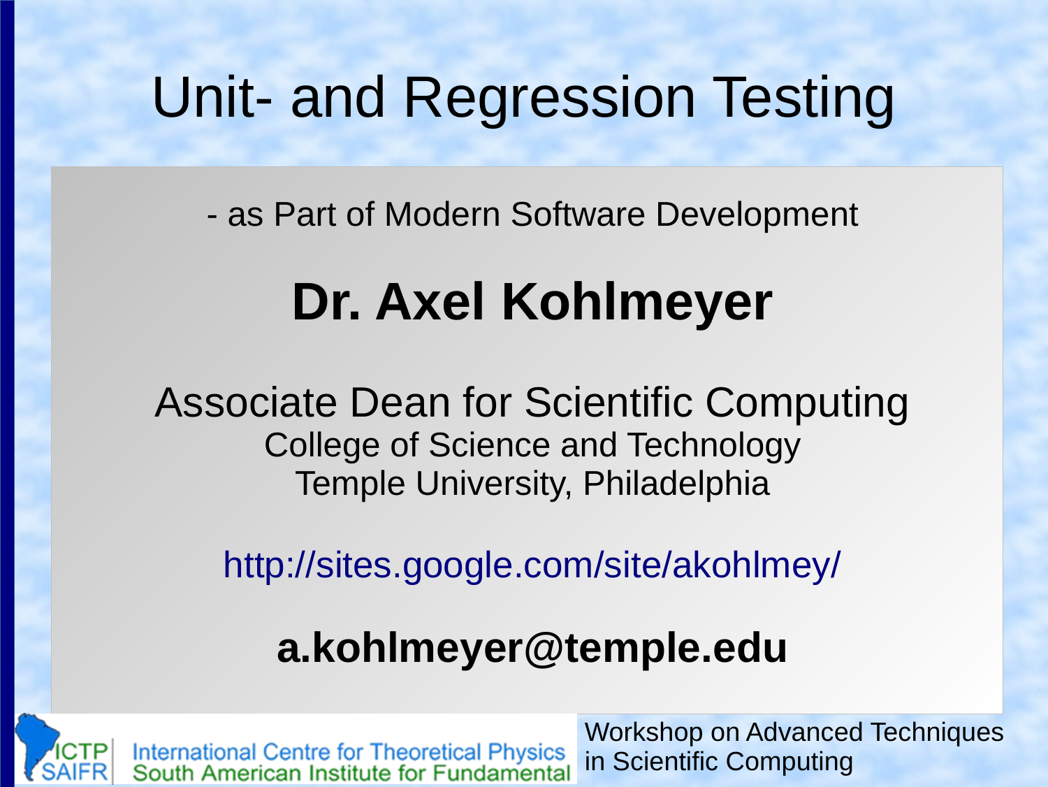# Unit- and Regression Testing

- as Part of Modern Software Development

**Dr. Axel Kohlmeyer**

Associate Dean for Scientific Computing
College of Science and Technology
Temple University, Philadelphia

http://sites.google.com/site/akohlmey/

**a.kohlmeyer@temple.edu**

ICTP SAIFR International Centre for Theoretical Physics South American Institute for Fundamental

Workshop on Advanced Techniques in Scientific Computing